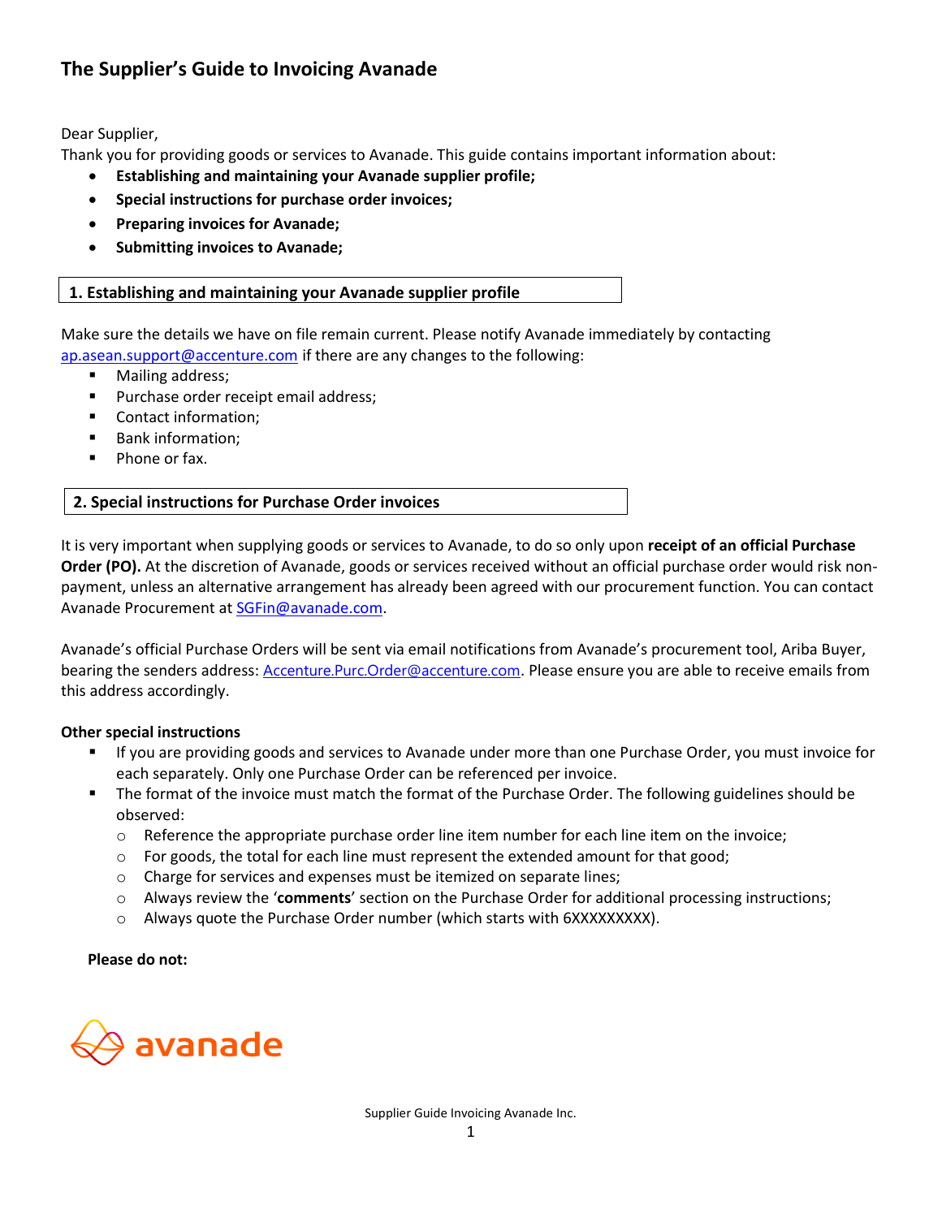# The Supplier's Guide to Invoicing Avanade

Dear Supplier,

Thank you for providing goods or services to Avanade. This guide contains important information about:

- **Establishing and maintaining your Avanade supplier profile;**
- **Special instructions for purchase order invoices;**
- **Preparing invoices for Avanade;**
- **Submitting invoices to Avanade;**

## 1. Establishing and maintaining your Avanade supplier profile

Make sure the details we have on file remain current. Please notify Avanade immediately by contacting ap.asean.support@accenture.com if there are any changes to the following:

- Mailing address;
- Purchase order receipt email address;
- Contact information;
- Bank information;
- Phone or fax.

## 2. Special instructions for Purchase Order invoices

It is very important when supplying goods or services to Avanade, to do so only upon **receipt of an official Purchase Order (PO).** At the discretion of Avanade, goods or services received without an official purchase order would risk non-payment, unless an alternative arrangement has already been agreed with our procurement function. You can contact Avanade Procurement at SGFin@avanade.com.

Avanade's official Purchase Orders will be sent via email notifications from Avanade's procurement tool, Ariba Buyer, bearing the senders address: Accenture.Purc.Order@accenture.com. Please ensure you are able to receive emails from this address accordingly.

**Other special instructions**

- If you are providing goods and services to Avanade under more than one Purchase Order, you must invoice for each separately. Only one Purchase Order can be referenced per invoice.
- The format of the invoice must match the format of the Purchase Order. The following guidelines should be observed:
  - Reference the appropriate purchase order line item number for each line item on the invoice;
  - For goods, the total for each line must represent the extended amount for that good;
  - Charge for services and expenses must be itemized on separate lines;
  - Always review the '**comments**' section on the Purchase Order for additional processing instructions;
  - Always quote the Purchase Order number (which starts with 6XXXXXXXXX).

**Please do not:**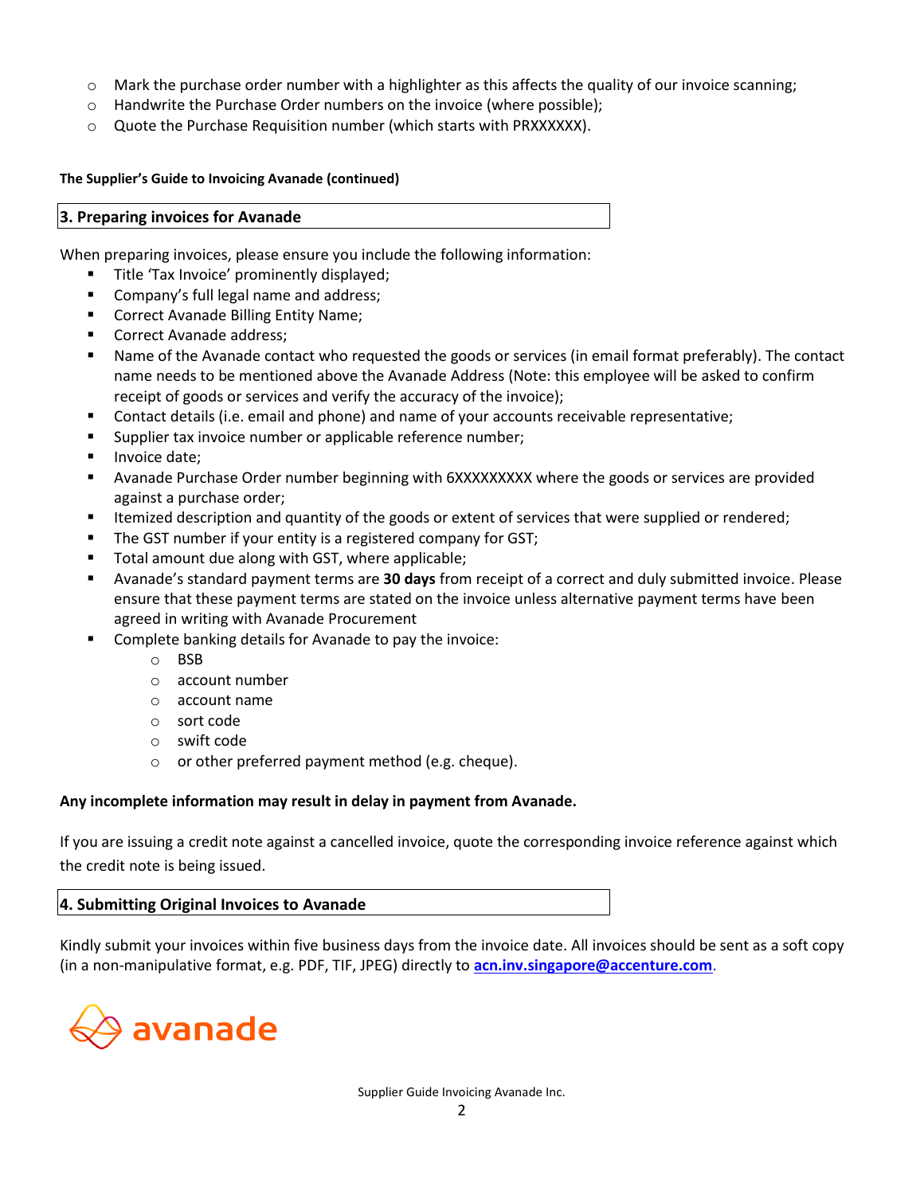- Mark the purchase order number with a highlighter as this affects the quality of our invoice scanning;
- Handwrite the Purchase Order numbers on the invoice (where possible);
- Quote the Purchase Requisition number (which starts with PRXXXXXX).

**The Supplier's Guide to Invoicing Avanade (continued)**

## 3. Preparing invoices for Avanade

When preparing invoices, please ensure you include the following information:

- Title 'Tax Invoice' prominently displayed;
- Company's full legal name and address;
- Correct Avanade Billing Entity Name;
- Correct Avanade address;
- Name of the Avanade contact who requested the goods or services (in email format preferably). The contact name needs to be mentioned above the Avanade Address (Note: this employee will be asked to confirm receipt of goods or services and verify the accuracy of the invoice);
- Contact details (i.e. email and phone) and name of your accounts receivable representative;
- Supplier tax invoice number or applicable reference number;
- Invoice date;
- Avanade Purchase Order number beginning with 6XXXXXXXXX where the goods or services are provided against a purchase order;
- Itemized description and quantity of the goods or extent of services that were supplied or rendered;
- The GST number if your entity is a registered company for GST;
- Total amount due along with GST, where applicable;
- Avanade's standard payment terms are **30 days** from receipt of a correct and duly submitted invoice. Please ensure that these payment terms are stated on the invoice unless alternative payment terms have been agreed in writing with Avanade Procurement
- Complete banking details for Avanade to pay the invoice:
  - BSB
  - account number
  - account name
  - sort code
  - swift code
  - or other preferred payment method (e.g. cheque).

**Any incomplete information may result in delay in payment from Avanade.**

If you are issuing a credit note against a cancelled invoice, quote the corresponding invoice reference against which the credit note is being issued.

## 4. Submitting Original Invoices to Avanade

Kindly submit your invoices within five business days from the invoice date. All invoices should be sent as a soft copy (in a non-manipulative format, e.g. PDF, TIF, JPEG) directly to **acn.inv.singapore@accenture.com**.

avanade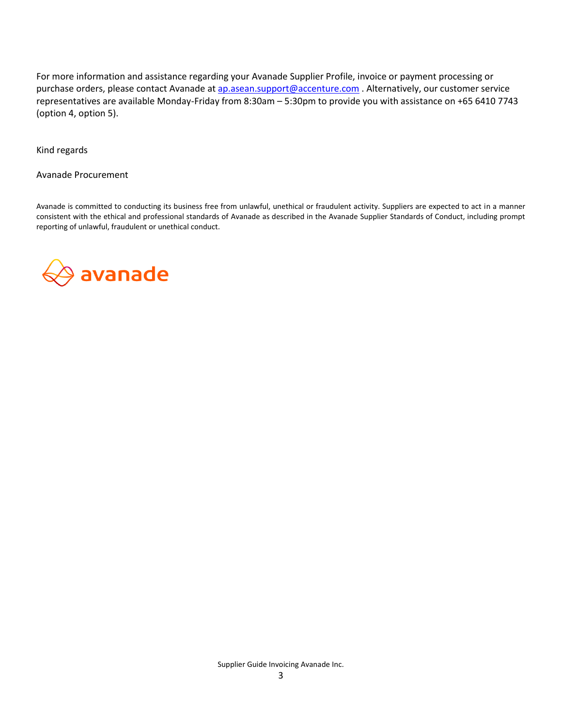For more information and assistance regarding your Avanade Supplier Profile, invoice or payment processing or purchase orders, please contact Avanade at ap.asean.support@accenture.com . Alternatively, our customer service representatives are available Monday-Friday from 8:30am – 5:30pm to provide you with assistance on +65 6410 7743 (option 4, option 5).

Kind regards

Avanade Procurement

Avanade is committed to conducting its business free from unlawful, unethical or fraudulent activity. Suppliers are expected to act in a manner consistent with the ethical and professional standards of Avanade as described in the Avanade Supplier Standards of Conduct, including prompt reporting of unlawful, fraudulent or unethical conduct.

avanade